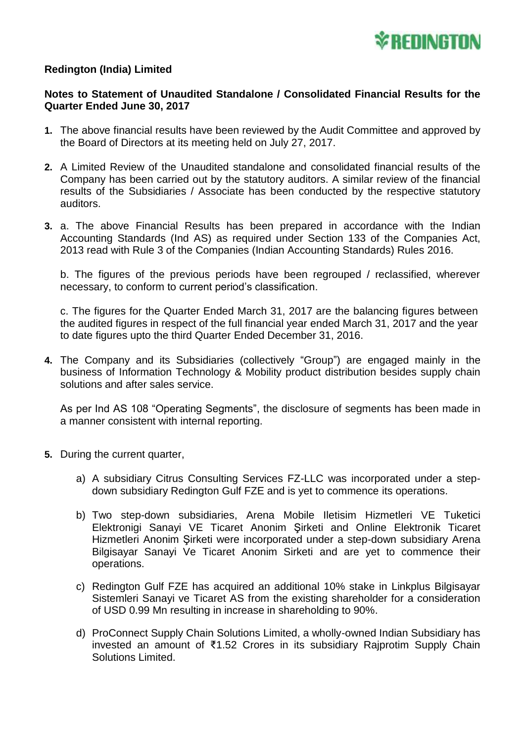**Redington (India) Limited**

**Notes to Statement of Unaudited Standalone / Consolidated Financial Results for the Quarter Ended June 30, 2017**

1. The above financial results have been reviewed by the Audit Committee and approved by the Board of Directors at its meeting held on July 27, 2017.

2. A Limited Review of the Unaudited standalone and consolidated financial results of the Company has been carried out by the statutory auditors. A similar review of the financial results of the Subsidiaries / Associate has been conducted by the respective statutory auditors.

3. a. The above Financial Results has been prepared in accordance with the Indian Accounting Standards (Ind AS) as required under Section 133 of the Companies Act, 2013 read with Rule 3 of the Companies (Indian Accounting Standards) Rules 2016.

   b. The figures of the previous periods have been regrouped / reclassified, wherever necessary, to conform to current period's classification.

   c. The figures for the Quarter Ended March 31, 2017 are the balancing figures between the audited figures in respect of the full financial year ended March 31, 2017 and the year to date figures upto the third Quarter Ended December 31, 2016.

4. The Company and its Subsidiaries (collectively "Group") are engaged mainly in the business of Information Technology & Mobility product distribution besides supply chain solutions and after sales service.

   As per Ind AS 108 "Operating Segments", the disclosure of segments has been made in a manner consistent with internal reporting.

5. During the current quarter,

   a) A subsidiary Citrus Consulting Services FZ-LLC was incorporated under a step-down subsidiary Redington Gulf FZE and is yet to commence its operations.

   b) Two step-down subsidiaries, Arena Mobile Iletisim Hizmetleri VE Tuketici Elektronigi Sanayi VE Ticaret Anonim Şirketi and Online Elektronik Ticaret Hizmetleri Anonim Şirketi were incorporated under a step-down subsidiary Arena Bilgisayar Sanayi Ve Ticaret Anonim Sirketi and are yet to commence their operations.

   c) Redington Gulf FZE has acquired an additional 10% stake in Linkplus Bilgisayar Sistemleri Sanayi ve Ticaret AS from the existing shareholder for a consideration of USD 0.99 Mn resulting in increase in shareholding to 90%.

   d) ProConnect Supply Chain Solutions Limited, a wholly-owned Indian Subsidiary has invested an amount of ₹1.52 Crores in its subsidiary Rajprotim Supply Chain Solutions Limited.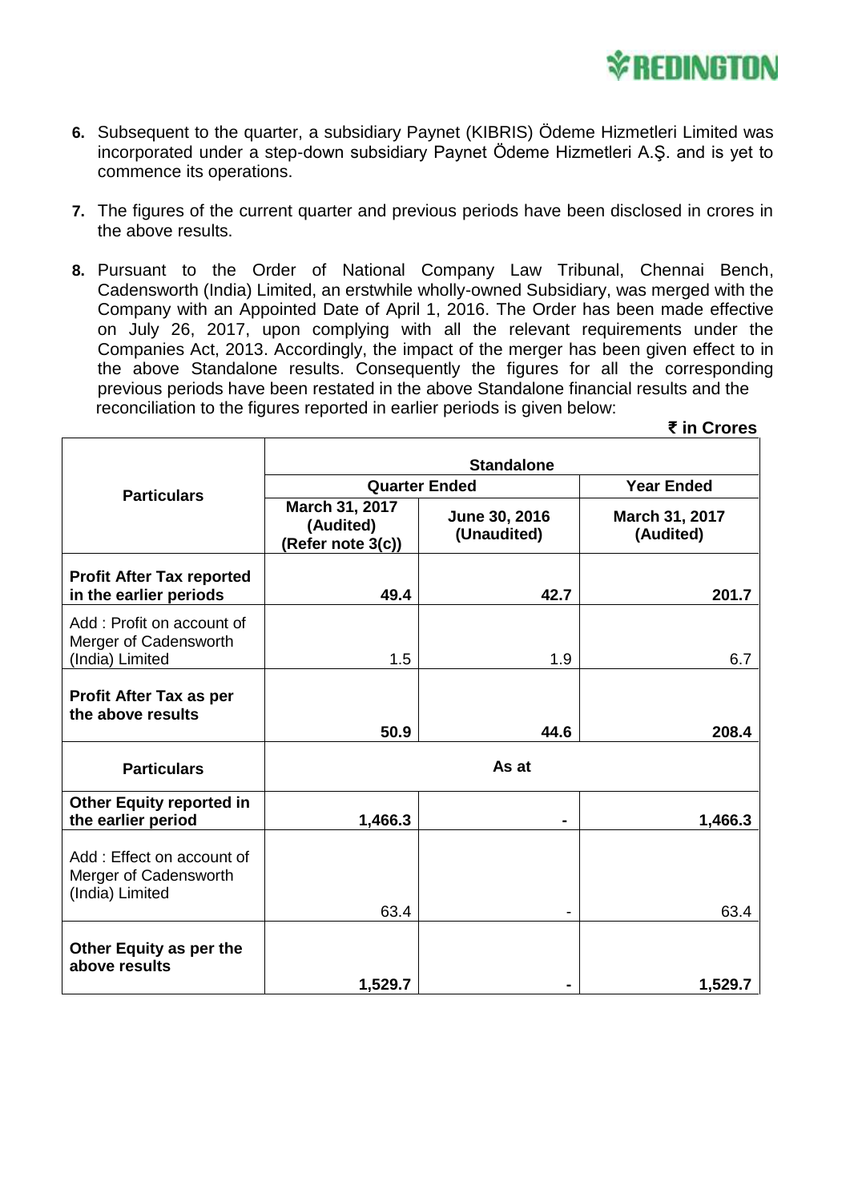6. Subsequent to the quarter, a subsidiary Paynet (KIBRIS) Ödeme Hizmetleri Limited was incorporated under a step-down subsidiary Paynet Ödeme Hizmetleri A.Ş. and is yet to commence its operations.

7. The figures of the current quarter and previous periods have been disclosed in crores in the above results.

8. Pursuant to the Order of National Company Law Tribunal, Chennai Bench, Cadensworth (India) Limited, an erstwhile wholly-owned Subsidiary, was merged with the Company with an Appointed Date of April 1, 2016. The Order has been made effective on July 26, 2017, upon complying with all the relevant requirements under the Companies Act, 2013. Accordingly, the impact of the merger has been given effect to in the above Standalone results. Consequently the figures for all the corresponding previous periods have been restated in the above Standalone financial results and the reconciliation to the figures reported in earlier periods is given below:

**₹ in Crores**

| Particulars | Standalone | | |
|---|---|---|---|
| | Quarter Ended | | Year Ended |
| | March 31, 2017 (Audited) (Refer note 3(c)) | June 30, 2016 (Unaudited) | March 31, 2017 (Audited) |
| **Profit After Tax reported in the earlier periods** | **49.4** | **42.7** | **201.7** |
| Add : Profit on account of Merger of Cadensworth (India) Limited | 1.5 | 1.9 | 6.7 |
| **Profit After Tax as per the above results** | **50.9** | **44.6** | **208.4** |
| **Particulars** | As at | | |
| **Other Equity reported in the earlier period** | **1,466.3** | **-** | **1,466.3** |
| Add : Effect on account of Merger of Cadensworth (India) Limited | 63.4 | - | 63.4 |
| **Other Equity as per the above results** | **1,529.7** | **-** | **1,529.7** |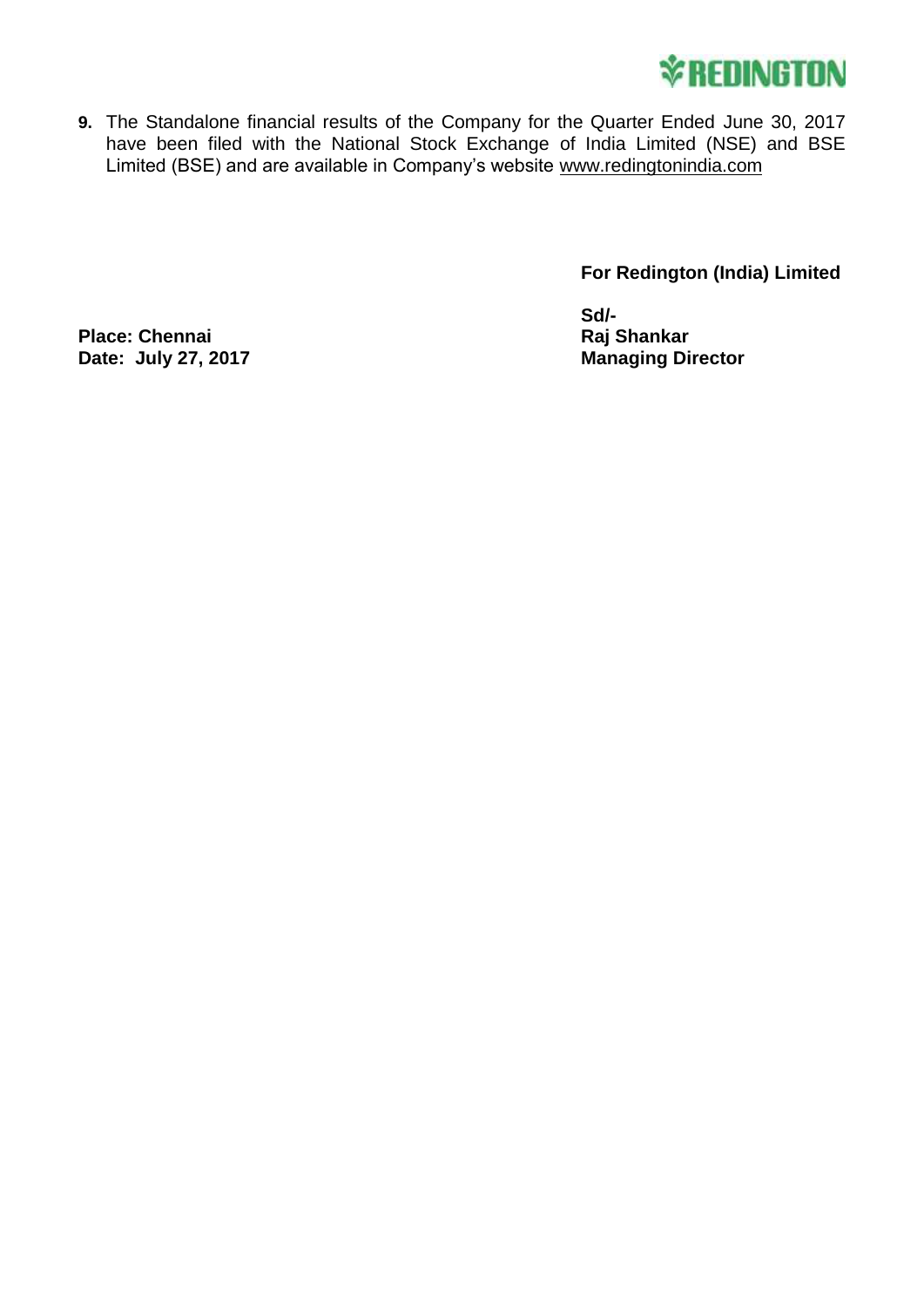9. The Standalone financial results of the Company for the Quarter Ended June 30, 2017 have been filed with the National Stock Exchange of India Limited (NSE) and BSE Limited (BSE) and are available in Company's website www.redingtonindia.com

**For Redington (India) Limited**

**Sd/-**

**Raj Shankar**

**Managing Director**

**Place: Chennai**

**Date: July 27, 2017**